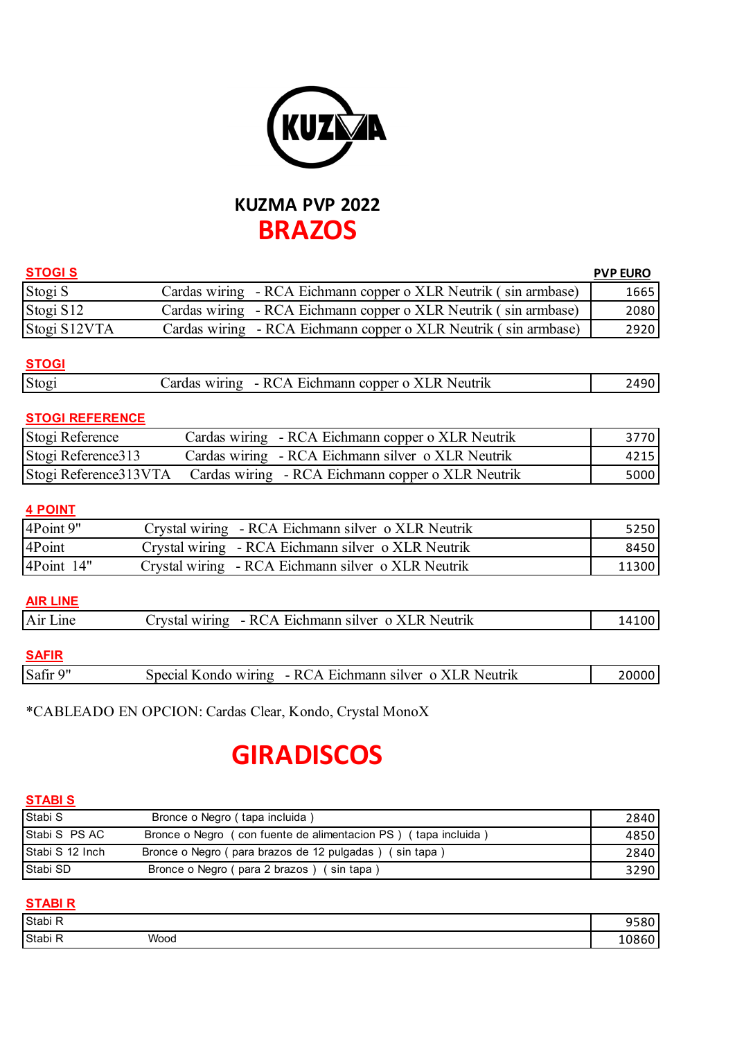KUZMA

# KUZMA PVP 2022

# BRAZOS

## STOGI S

| | | PVP EURO |
|---|---|---|
| Stogi S | Cardas wiring - RCA Eichmann copper o XLR Neutrik ( sin armbase) | 1665 |
| Stogi S12 | Cardas wiring - RCA Eichmann copper o XLR Neutrik ( sin armbase) | 2080 |
| Stogi S12VTA | Cardas wiring - RCA Eichmann copper o XLR Neutrik ( sin armbase) | 2920 |

## STOGI

| | | |
|---|---|---|
| Stogi | Cardas wiring - RCA Eichmann copper o XLR Neutrik | 2490 |

## STOGI REFERENCE

| | | |
|---|---|---|
| Stogi Reference | Cardas wiring - RCA Eichmann copper o XLR Neutrik | 3770 |
| Stogi Reference313 | Cardas wiring - RCA Eichmann silver o XLR Neutrik | 4215 |
| Stogi Reference313VTA | Cardas wiring - RCA Eichmann copper o XLR Neutrik | 5000 |

## 4 POINT

| | | |
|---|---|---|
| 4Point 9" | Crystal wiring - RCA Eichmann silver o XLR Neutrik | 5250 |
| 4Point | Crystal wiring - RCA Eichmann silver o XLR Neutrik | 8450 |
| 4Point 14" | Crystal wiring - RCA Eichmann silver o XLR Neutrik | 11300 |

## AIR LINE

| | | |
|---|---|---|
| Air Line | Crystal wiring - RCA Eichmann silver o XLR Neutrik | 14100 |

## SAFIR

| | | |
|---|---|---|
| Safir 9" | Special Kondo wiring - RCA Eichmann silver o XLR Neutrik | 20000 |

*CABLEADO EN OPCION: Cardas Clear, Kondo, Crystal MonoX

# GIRADISCOS

## STABI S

| | | |
|---|---|---|
| Stabi S | Bronce o Negro ( tapa incluida ) | 2840 |
| Stabi S PS AC | Bronce o Negro ( con fuente de alimentacion PS ) ( tapa incluida ) | 4850 |
| Stabi S 12 Inch | Bronce o Negro ( para brazos de 12 pulgadas ) ( sin tapa ) | 2840 |
| Stabi SD | Bronce o Negro ( para 2 brazos ) ( sin tapa ) | 3290 |

## STABI R

| | | |
|---|---|---|
| Stabi R | | 9580 |
| Stabi R | Wood | 10860 |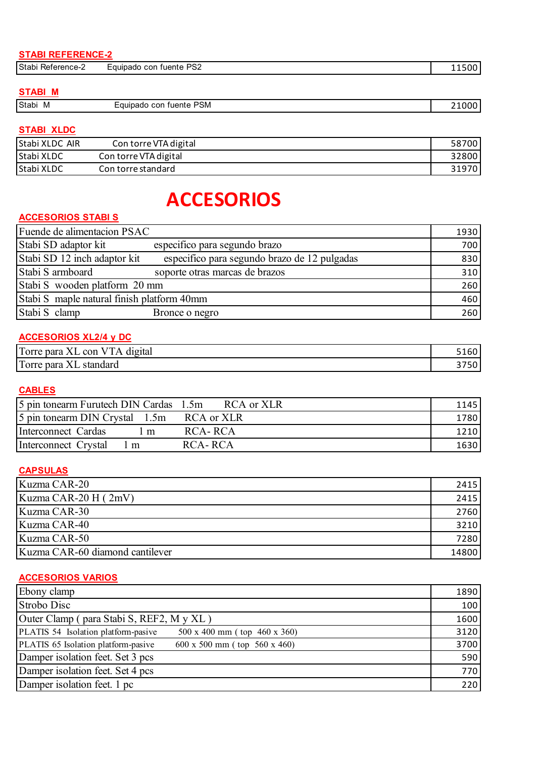### STABI REFERENCE-2

| | | |
|---|---|---|
| Stabi Reference-2 | Equipado con fuente PS2 | 11500 |

### STABI M

| | | |
|---|---|---|
| Stabi M | Equipado con fuente PSM | 21000 |

### STABI XLDC

| | | |
|---|---|---|
| Stabi XLDC AIR | Con torre VTA digital | 58700 |
| Stabi XLDC | Con torre VTA digital | 32800 |
| Stabi XLDC | Con torre standard | 31970 |

# ACCESORIOS

### ACCESORIOS STABI S

| | | |
|---|---|---|
| Fuende de alimentacion PSAC | | 1930 |
| Stabi SD adaptor kit | especifico para segundo brazo | 700 |
| Stabi SD 12 inch adaptor kit | especifico para segundo brazo de 12 pulgadas | 830 |
| Stabi S armboard | soporte otras marcas de brazos | 310 |
| Stabi S wooden platform 20 mm | | 260 |
| Stabi S maple natural finish platform 40mm | | 460 |
| Stabi S clamp | Bronce o negro | 260 |

### ACCESORIOS XL2/4 y DC

| | |
|---|---|
| Torre para XL con VTA digital | 5160 |
| Torre para XL standard | 3750 |

### CABLES

| | | | | |
|---|---|---|---|---|
| 5 pin tonearm Furutech DIN Cardas | 1.5m | RCA or XLR | 1145 |
| 5 pin tonearm DIN Crystal | 1.5m | RCA or XLR | 1780 |
| Interconnect Cardas | 1 m | RCA- RCA | 1210 |
| Interconnect Crystal | 1 m | RCA- RCA | 1630 |

### CAPSULAS

| | |
|---|---|
| Kuzma CAR-20 | 2415 |
| Kuzma CAR-20 H ( 2mV) | 2415 |
| Kuzma CAR-30 | 2760 |
| Kuzma CAR-40 | 3210 |
| Kuzma CAR-50 | 7280 |
| Kuzma CAR-60 diamond cantilever | 14800 |

### ACCESORIOS VARIOS

| | | |
|---|---|---|
| Ebony clamp | | 1890 |
| Strobo Disc | | 100 |
| Outer Clamp ( para Stabi S, REF2, M y XL ) | | 1600 |
| PLATIS 54 Isolation platform-pasive | 500 x 400 mm ( top 460 x 360) | 3120 |
| PLATIS 65 Isolation platform-pasive | 600 x 500 mm ( top 560 x 460) | 3700 |
| Damper isolation feet. Set 3 pcs | | 590 |
| Damper isolation feet. Set 4 pcs | | 770 |
| Damper isolation feet. 1 pc | | 220 |